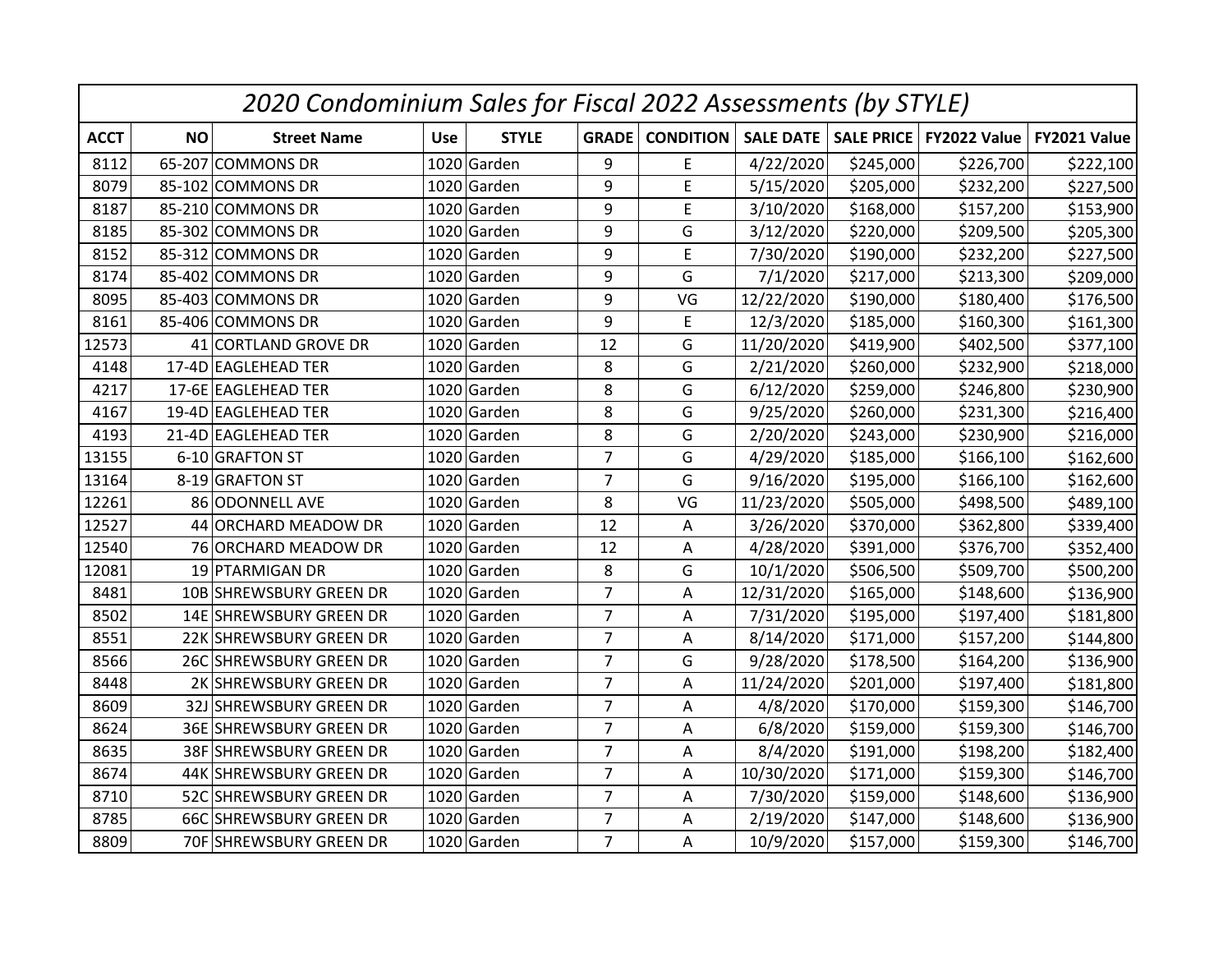# *2020 Condominium Sales for Fiscal 2022 Assessments (by STYLE)*

| ACCT | NO | Street Name | Use | STYLE | GRADE | CONDITION | SALE DATE | SALE PRICE | FY2022 Value | FY2021 Value |
|---|---|---|---|---|---|---|---|---|---|---|
| 8112 | 65-207 | COMMONS DR | 1020 | Garden | 9 | E | 4/22/2020 | $245,000 | $226,700 | $222,100 |
| 8079 | 85-102 | COMMONS DR | 1020 | Garden | 9 | E | 5/15/2020 | $205,000 | $232,200 | $227,500 |
| 8187 | 85-210 | COMMONS DR | 1020 | Garden | 9 | E | 3/10/2020 | $168,000 | $157,200 | $153,900 |
| 8185 | 85-302 | COMMONS DR | 1020 | Garden | 9 | G | 3/12/2020 | $220,000 | $209,500 | $205,300 |
| 8152 | 85-312 | COMMONS DR | 1020 | Garden | 9 | E | 7/30/2020 | $190,000 | $232,200 | $227,500 |
| 8174 | 85-402 | COMMONS DR | 1020 | Garden | 9 | G | 7/1/2020 | $217,000 | $213,300 | $209,000 |
| 8095 | 85-403 | COMMONS DR | 1020 | Garden | 9 | VG | 12/22/2020 | $190,000 | $180,400 | $176,500 |
| 8161 | 85-406 | COMMONS DR | 1020 | Garden | 9 | E | 12/3/2020 | $185,000 | $160,300 | $161,300 |
| 12573 | 41 | CORTLAND GROVE DR | 1020 | Garden | 12 | G | 11/20/2020 | $419,900 | $402,500 | $377,100 |
| 4148 | 17-4D | EAGLEHEAD TER | 1020 | Garden | 8 | G | 2/21/2020 | $260,000 | $232,900 | $218,000 |
| 4217 | 17-6E | EAGLEHEAD TER | 1020 | Garden | 8 | G | 6/12/2020 | $259,000 | $246,800 | $230,900 |
| 4167 | 19-4D | EAGLEHEAD TER | 1020 | Garden | 8 | G | 9/25/2020 | $260,000 | $231,300 | $216,400 |
| 4193 | 21-4D | EAGLEHEAD TER | 1020 | Garden | 8 | G | 2/20/2020 | $243,000 | $230,900 | $216,000 |
| 13155 | 6-10 | GRAFTON ST | 1020 | Garden | 7 | G | 4/29/2020 | $185,000 | $166,100 | $162,600 |
| 13164 | 8-19 | GRAFTON ST | 1020 | Garden | 7 | G | 9/16/2020 | $195,000 | $166,100 | $162,600 |
| 12261 | 86 | ODONNELL AVE | 1020 | Garden | 8 | VG | 11/23/2020 | $505,000 | $498,500 | $489,100 |
| 12527 | 44 | ORCHARD MEADOW DR | 1020 | Garden | 12 | A | 3/26/2020 | $370,000 | $362,800 | $339,400 |
| 12540 | 76 | ORCHARD MEADOW DR | 1020 | Garden | 12 | A | 4/28/2020 | $391,000 | $376,700 | $352,400 |
| 12081 | 19 | PTARMIGAN DR | 1020 | Garden | 8 | G | 10/1/2020 | $506,500 | $509,700 | $500,200 |
| 8481 | 10B | SHREWSBURY GREEN DR | 1020 | Garden | 7 | A | 12/31/2020 | $165,000 | $148,600 | $136,900 |
| 8502 | 14E | SHREWSBURY GREEN DR | 1020 | Garden | 7 | A | 7/31/2020 | $195,000 | $197,400 | $181,800 |
| 8551 | 22K | SHREWSBURY GREEN DR | 1020 | Garden | 7 | A | 8/14/2020 | $171,000 | $157,200 | $144,800 |
| 8566 | 26C | SHREWSBURY GREEN DR | 1020 | Garden | 7 | G | 9/28/2020 | $178,500 | $164,200 | $136,900 |
| 8448 | 2K | SHREWSBURY GREEN DR | 1020 | Garden | 7 | A | 11/24/2020 | $201,000 | $197,400 | $181,800 |
| 8609 | 32J | SHREWSBURY GREEN DR | 1020 | Garden | 7 | A | 4/8/2020 | $170,000 | $159,300 | $146,700 |
| 8624 | 36E | SHREWSBURY GREEN DR | 1020 | Garden | 7 | A | 6/8/2020 | $159,000 | $159,300 | $146,700 |
| 8635 | 38F | SHREWSBURY GREEN DR | 1020 | Garden | 7 | A | 8/4/2020 | $191,000 | $198,200 | $182,400 |
| 8674 | 44K | SHREWSBURY GREEN DR | 1020 | Garden | 7 | A | 10/30/2020 | $171,000 | $159,300 | $146,700 |
| 8710 | 52C | SHREWSBURY GREEN DR | 1020 | Garden | 7 | A | 7/30/2020 | $159,000 | $148,600 | $136,900 |
| 8785 | 66C | SHREWSBURY GREEN DR | 1020 | Garden | 7 | A | 2/19/2020 | $147,000 | $148,600 | $136,900 |
| 8809 | 70F | SHREWSBURY GREEN DR | 1020 | Garden | 7 | A | 10/9/2020 | $157,000 | $159,300 | $146,700 |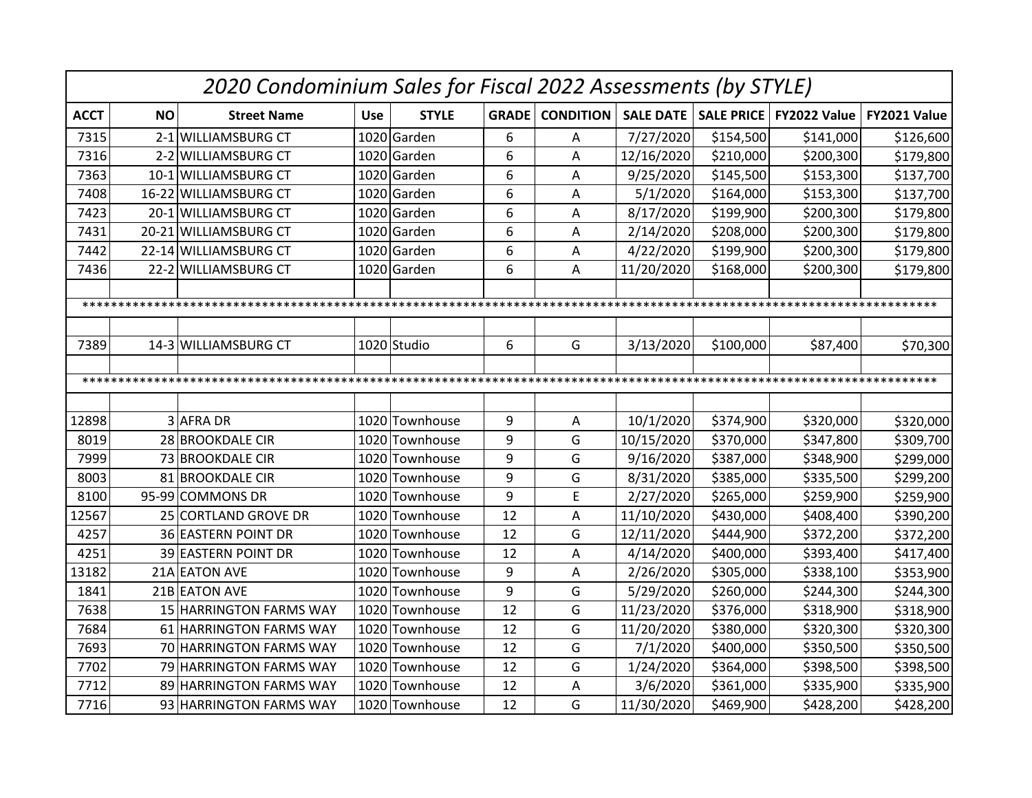| 2020 Condominium Sales for Fiscal 2022 Assessments (by STYLE) | | | | | | | | | | |
|---|---|---|---|---|---|---|---|---|---|---|
| **ACCT** | **NO** | **Street Name** | **Use** | **STYLE** | **GRADE** | **CONDITION** | **SALE DATE** | **SALE PRICE** | **FY2022 Value** | **FY2021 Value** |
| 7315 | 2-1 | WILLIAMSBURG CT | 1020 | Garden | 6 | A | 7/27/2020 | $154,500 | $141,000 | $126,600 |
| 7316 | 2-2 | WILLIAMSBURG CT | 1020 | Garden | 6 | A | 12/16/2020 | $210,000 | $200,300 | $179,800 |
| 7363 | 10-1 | WILLIAMSBURG CT | 1020 | Garden | 6 | A | 9/25/2020 | $145,500 | $153,300 | $137,700 |
| 7408 | 16-22 | WILLIAMSBURG CT | 1020 | Garden | 6 | A | 5/1/2020 | $164,000 | $153,300 | $137,700 |
| 7423 | 20-1 | WILLIAMSBURG CT | 1020 | Garden | 6 | A | 8/17/2020 | $199,900 | $200,300 | $179,800 |
| 7431 | 20-21 | WILLIAMSBURG CT | 1020 | Garden | 6 | A | 2/14/2020 | $208,000 | $200,300 | $179,800 |
| 7442 | 22-14 | WILLIAMSBURG CT | 1020 | Garden | 6 | A | 4/22/2020 | $199,900 | $200,300 | $179,800 |
| 7436 | 22-2 | WILLIAMSBURG CT | 1020 | Garden | 6 | A | 11/20/2020 | $168,000 | $200,300 | $179,800 |
| | | | | | | | | | | |
| ************************************************************************************************************ | | | | | | | | | | |
| | | | | | | | | | | |
| 7389 | 14-3 | WILLIAMSBURG CT | 1020 | Studio | 6 | G | 3/13/2020 | $100,000 | $87,400 | $70,300 |
| | | | | | | | | | | |
| ************************************************************************************************************ | | | | | | | | | | |
| | | | | | | | | | | |
| 12898 | 3 | AFRA DR | 1020 | Townhouse | 9 | A | 10/1/2020 | $374,900 | $320,000 | $320,000 |
| 8019 | 28 | BROOKDALE CIR | 1020 | Townhouse | 9 | G | 10/15/2020 | $370,000 | $347,800 | $309,700 |
| 7999 | 73 | BROOKDALE CIR | 1020 | Townhouse | 9 | G | 9/16/2020 | $387,000 | $348,900 | $299,000 |
| 8003 | 81 | BROOKDALE CIR | 1020 | Townhouse | 9 | G | 8/31/2020 | $385,000 | $335,500 | $299,200 |
| 8100 | 95-99 | COMMONS DR | 1020 | Townhouse | 9 | E | 2/27/2020 | $265,000 | $259,900 | $259,900 |
| 12567 | 25 | CORTLAND GROVE DR | 1020 | Townhouse | 12 | A | 11/10/2020 | $430,000 | $408,400 | $390,200 |
| 4257 | 36 | EASTERN POINT DR | 1020 | Townhouse | 12 | G | 12/11/2020 | $444,900 | $372,200 | $372,200 |
| 4251 | 39 | EASTERN POINT DR | 1020 | Townhouse | 12 | A | 4/14/2020 | $400,000 | $393,400 | $417,400 |
| 13182 | 21A | EATON AVE | 1020 | Townhouse | 9 | A | 2/26/2020 | $305,000 | $338,100 | $353,900 |
| 1841 | 21B | EATON AVE | 1020 | Townhouse | 9 | G | 5/29/2020 | $260,000 | $244,300 | $244,300 |
| 7638 | 15 | HARRINGTON FARMS WAY | 1020 | Townhouse | 12 | G | 11/23/2020 | $376,000 | $318,900 | $318,900 |
| 7684 | 61 | HARRINGTON FARMS WAY | 1020 | Townhouse | 12 | G | 11/20/2020 | $380,000 | $320,300 | $320,300 |
| 7693 | 70 | HARRINGTON FARMS WAY | 1020 | Townhouse | 12 | G | 7/1/2020 | $400,000 | $350,500 | $350,500 |
| 7702 | 79 | HARRINGTON FARMS WAY | 1020 | Townhouse | 12 | G | 1/24/2020 | $364,000 | $398,500 | $398,500 |
| 7712 | 89 | HARRINGTON FARMS WAY | 1020 | Townhouse | 12 | A | 3/6/2020 | $361,000 | $335,900 | $335,900 |
| 7716 | 93 | HARRINGTON FARMS WAY | 1020 | Townhouse | 12 | G | 11/30/2020 | $469,900 | $428,200 | $428,200 |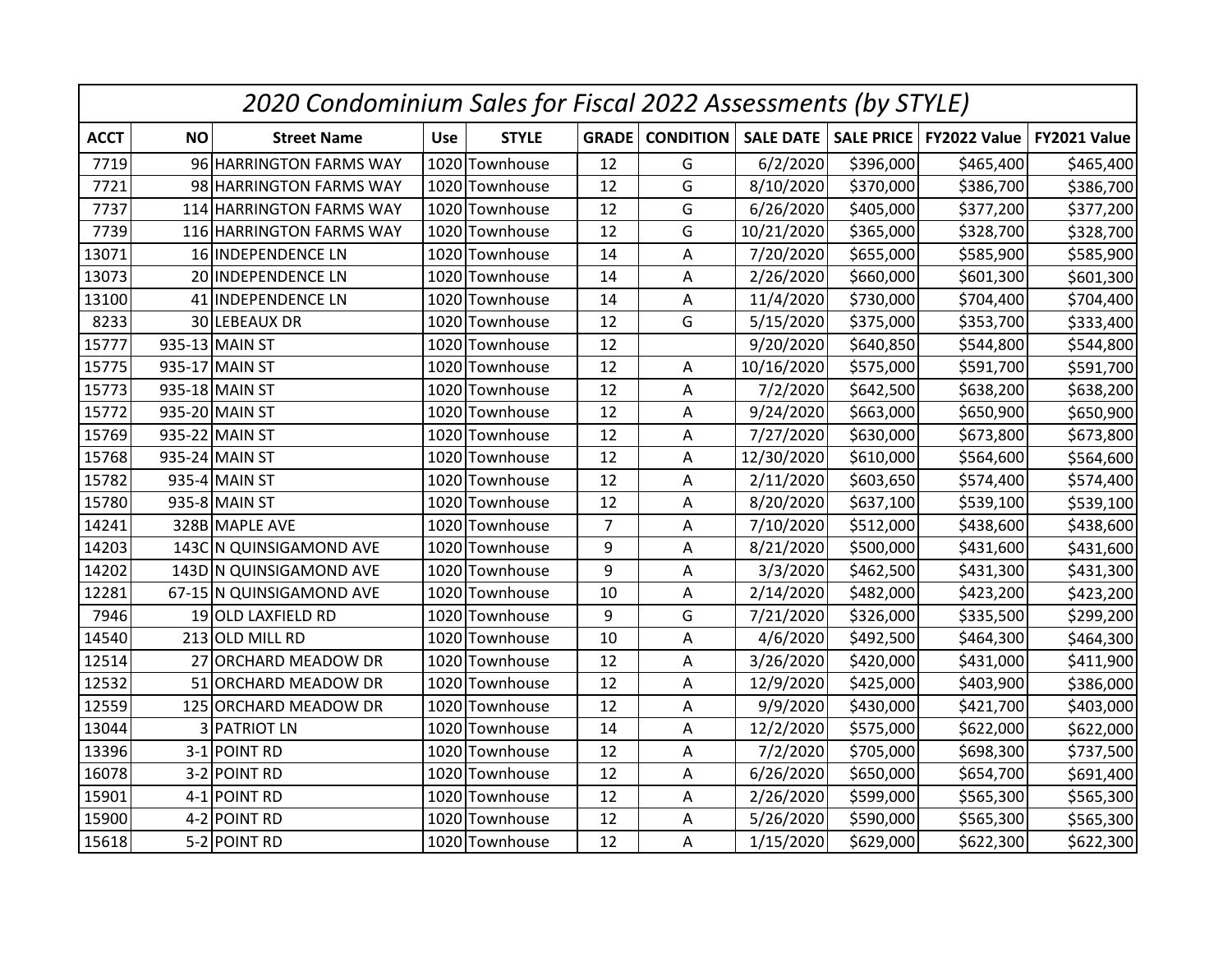| 2020 Condominium Sales for Fiscal 2022 Assessments (by STYLE) | | | | | | | | | | |
|---|---|---|---|---|---|---|---|---|---|---|
| **ACCT** | **NO** | **Street Name** | **Use** | **STYLE** | **GRADE** | **CONDITION** | **SALE DATE** | **SALE PRICE** | **FY2022 Value** | **FY2021 Value** |
| 7719 | 96 | HARRINGTON FARMS WAY | 1020 | Townhouse | 12 | G | 6/2/2020 | $396,000 | $465,400 | $465,400 |
| 7721 | 98 | HARRINGTON FARMS WAY | 1020 | Townhouse | 12 | G | 8/10/2020 | $370,000 | $386,700 | $386,700 |
| 7737 | 114 | HARRINGTON FARMS WAY | 1020 | Townhouse | 12 | G | 6/26/2020 | $405,000 | $377,200 | $377,200 |
| 7739 | 116 | HARRINGTON FARMS WAY | 1020 | Townhouse | 12 | G | 10/21/2020 | $365,000 | $328,700 | $328,700 |
| 13071 | 16 | INDEPENDENCE LN | 1020 | Townhouse | 14 | A | 7/20/2020 | $655,000 | $585,900 | $585,900 |
| 13073 | 20 | INDEPENDENCE LN | 1020 | Townhouse | 14 | A | 2/26/2020 | $660,000 | $601,300 | $601,300 |
| 13100 | 41 | INDEPENDENCE LN | 1020 | Townhouse | 14 | A | 11/4/2020 | $730,000 | $704,400 | $704,400 |
| 8233 | 30 | LEBEAUX DR | 1020 | Townhouse | 12 | G | 5/15/2020 | $375,000 | $353,700 | $333,400 |
| 15777 | 935-13 | MAIN ST | 1020 | Townhouse | 12 | | 9/20/2020 | $640,850 | $544,800 | $544,800 |
| 15775 | 935-17 | MAIN ST | 1020 | Townhouse | 12 | A | 10/16/2020 | $575,000 | $591,700 | $591,700 |
| 15773 | 935-18 | MAIN ST | 1020 | Townhouse | 12 | A | 7/2/2020 | $642,500 | $638,200 | $638,200 |
| 15772 | 935-20 | MAIN ST | 1020 | Townhouse | 12 | A | 9/24/2020 | $663,000 | $650,900 | $650,900 |
| 15769 | 935-22 | MAIN ST | 1020 | Townhouse | 12 | A | 7/27/2020 | $630,000 | $673,800 | $673,800 |
| 15768 | 935-24 | MAIN ST | 1020 | Townhouse | 12 | A | 12/30/2020 | $610,000 | $564,600 | $564,600 |
| 15782 | 935-4 | MAIN ST | 1020 | Townhouse | 12 | A | 2/11/2020 | $603,650 | $574,400 | $574,400 |
| 15780 | 935-8 | MAIN ST | 1020 | Townhouse | 12 | A | 8/20/2020 | $637,100 | $539,100 | $539,100 |
| 14241 | 328B | MAPLE AVE | 1020 | Townhouse | 7 | A | 7/10/2020 | $512,000 | $438,600 | $438,600 |
| 14203 | 143C | N QUINSIGAMOND AVE | 1020 | Townhouse | 9 | A | 8/21/2020 | $500,000 | $431,600 | $431,600 |
| 14202 | 143D | N QUINSIGAMOND AVE | 1020 | Townhouse | 9 | A | 3/3/2020 | $462,500 | $431,300 | $431,300 |
| 12281 | 67-15 | N QUINSIGAMOND AVE | 1020 | Townhouse | 10 | A | 2/14/2020 | $482,000 | $423,200 | $423,200 |
| 7946 | 19 | OLD LAXFIELD RD | 1020 | Townhouse | 9 | G | 7/21/2020 | $326,000 | $335,500 | $299,200 |
| 14540 | 213 | OLD MILL RD | 1020 | Townhouse | 10 | A | 4/6/2020 | $492,500 | $464,300 | $464,300 |
| 12514 | 27 | ORCHARD MEADOW DR | 1020 | Townhouse | 12 | A | 3/26/2020 | $420,000 | $431,000 | $411,900 |
| 12532 | 51 | ORCHARD MEADOW DR | 1020 | Townhouse | 12 | A | 12/9/2020 | $425,000 | $403,900 | $386,000 |
| 12559 | 125 | ORCHARD MEADOW DR | 1020 | Townhouse | 12 | A | 9/9/2020 | $430,000 | $421,700 | $403,000 |
| 13044 | 3 | PATRIOT LN | 1020 | Townhouse | 14 | A | 12/2/2020 | $575,000 | $622,000 | $622,000 |
| 13396 | 3-1 | POINT RD | 1020 | Townhouse | 12 | A | 7/2/2020 | $705,000 | $698,300 | $737,500 |
| 16078 | 3-2 | POINT RD | 1020 | Townhouse | 12 | A | 6/26/2020 | $650,000 | $654,700 | $691,400 |
| 15901 | 4-1 | POINT RD | 1020 | Townhouse | 12 | A | 2/26/2020 | $599,000 | $565,300 | $565,300 |
| 15900 | 4-2 | POINT RD | 1020 | Townhouse | 12 | A | 5/26/2020 | $590,000 | $565,300 | $565,300 |
| 15618 | 5-2 | POINT RD | 1020 | Townhouse | 12 | A | 1/15/2020 | $629,000 | $622,300 | $622,300 |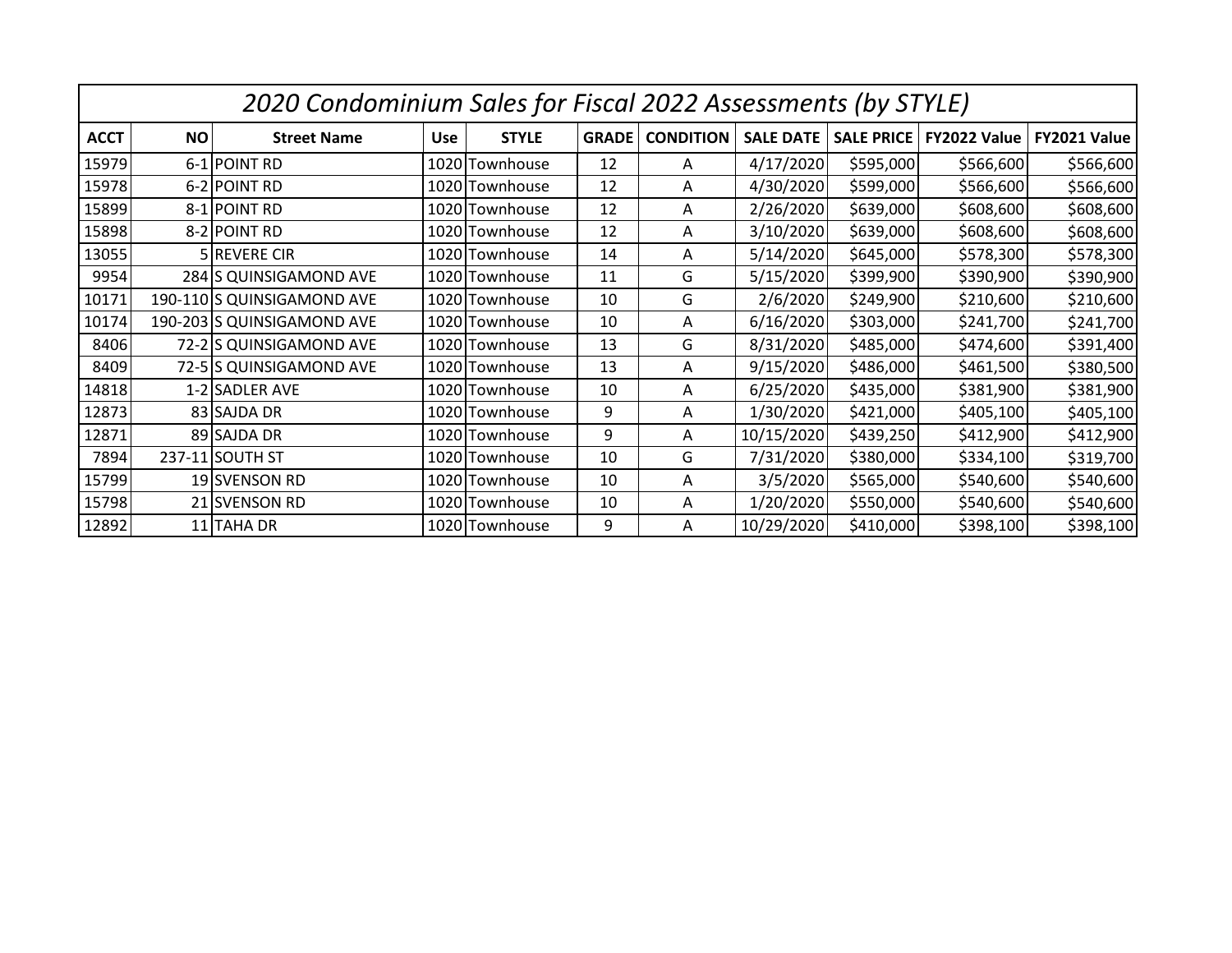| 2020 Condominium Sales for Fiscal 2022 Assessments (by STYLE) | | | | | | | | | | |
|---|---|---|---|---|---|---|---|---|---|---|
| **ACCT** | **NO** | **Street Name** | **Use** | **STYLE** | **GRADE** | **CONDITION** | **SALE DATE** | **SALE PRICE** | **FY2022 Value** | **FY2021 Value** |
| 15979 | 6-1 | POINT RD | 1020 | Townhouse | 12 | A | 4/17/2020 | $595,000 | $566,600 | $566,600 |
| 15978 | 6-2 | POINT RD | 1020 | Townhouse | 12 | A | 4/30/2020 | $599,000 | $566,600 | $566,600 |
| 15899 | 8-1 | POINT RD | 1020 | Townhouse | 12 | A | 2/26/2020 | $639,000 | $608,600 | $608,600 |
| 15898 | 8-2 | POINT RD | 1020 | Townhouse | 12 | A | 3/10/2020 | $639,000 | $608,600 | $608,600 |
| 13055 | 5 | REVERE CIR | 1020 | Townhouse | 14 | A | 5/14/2020 | $645,000 | $578,300 | $578,300 |
| 9954 | 284 | S QUINSIGAMOND AVE | 1020 | Townhouse | 11 | G | 5/15/2020 | $399,900 | $390,900 | $390,900 |
| 10171 | 190-110 | S QUINSIGAMOND AVE | 1020 | Townhouse | 10 | G | 2/6/2020 | $249,900 | $210,600 | $210,600 |
| 10174 | 190-203 | S QUINSIGAMOND AVE | 1020 | Townhouse | 10 | A | 6/16/2020 | $303,000 | $241,700 | $241,700 |
| 8406 | 72-2 | S QUINSIGAMOND AVE | 1020 | Townhouse | 13 | G | 8/31/2020 | $485,000 | $474,600 | $391,400 |
| 8409 | 72-5 | S QUINSIGAMOND AVE | 1020 | Townhouse | 13 | A | 9/15/2020 | $486,000 | $461,500 | $380,500 |
| 14818 | 1-2 | SADLER AVE | 1020 | Townhouse | 10 | A | 6/25/2020 | $435,000 | $381,900 | $381,900 |
| 12873 | 83 | SAJDA DR | 1020 | Townhouse | 9 | A | 1/30/2020 | $421,000 | $405,100 | $405,100 |
| 12871 | 89 | SAJDA DR | 1020 | Townhouse | 9 | A | 10/15/2020 | $439,250 | $412,900 | $412,900 |
| 7894 | 237-11 | SOUTH ST | 1020 | Townhouse | 10 | G | 7/31/2020 | $380,000 | $334,100 | $319,700 |
| 15799 | 19 | SVENSON RD | 1020 | Townhouse | 10 | A | 3/5/2020 | $565,000 | $540,600 | $540,600 |
| 15798 | 21 | SVENSON RD | 1020 | Townhouse | 10 | A | 1/20/2020 | $550,000 | $540,600 | $540,600 |
| 12892 | 11 | TAHA DR | 1020 | Townhouse | 9 | A | 10/29/2020 | $410,000 | $398,100 | $398,100 |